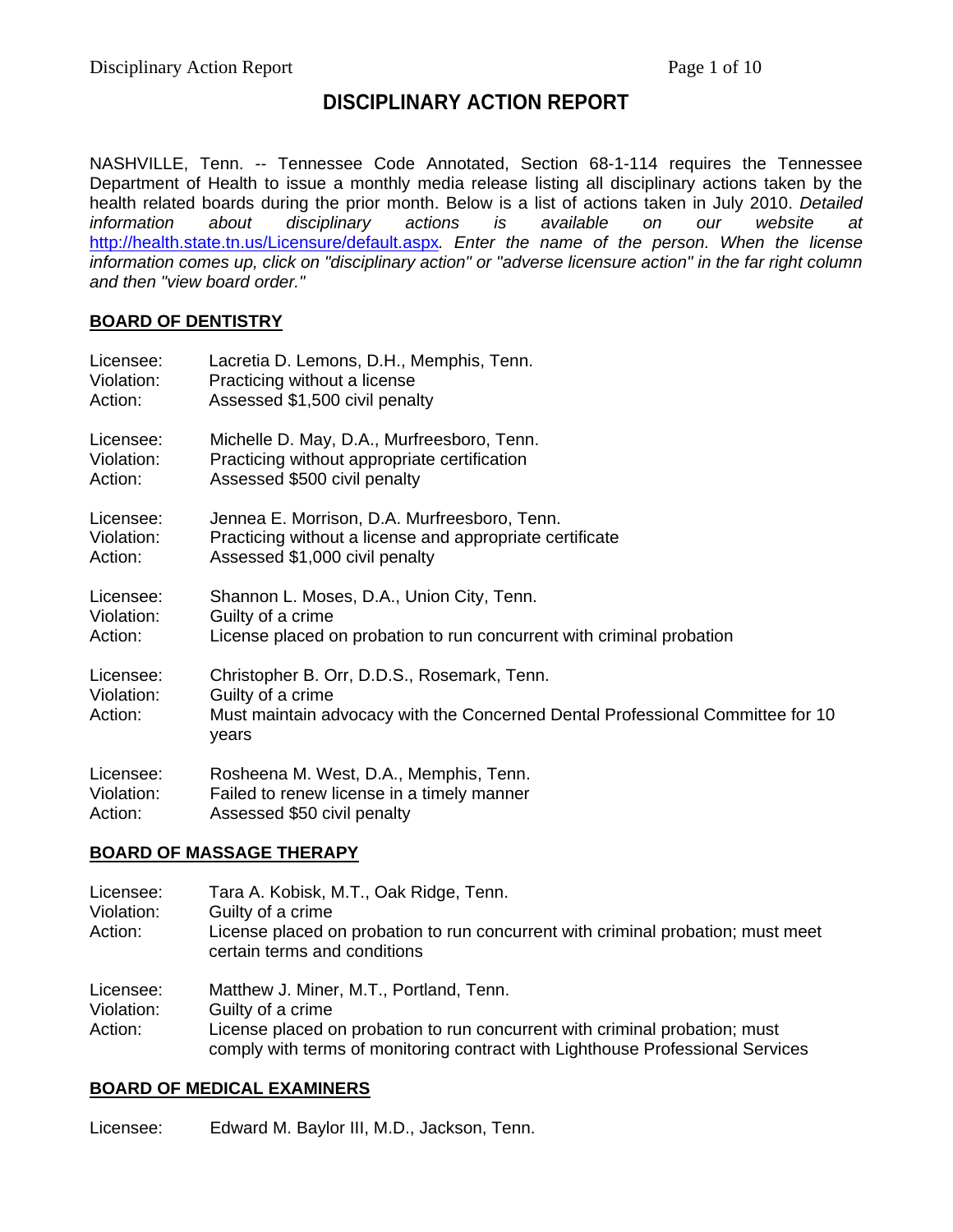# DISCIPLINARY ACTION REPORT

NASHVILLE, Tenn. -- Tennessee Code Annotated, Section 68-1-114 requires the Tennessee Department of Health to issue a monthly media release listing all disciplinary actions taken by the health related boards during the prior month. Below is a list of actions taken in July 2010. *Detailed information about disciplinary actions is available on our website at* http://health.state.tn.us/Licensure/default.aspx*. Enter the name of the person. When the license information comes up, click on "disciplinary action" or "adverse licensure action" in the far right column and then "view board order."*

## BOARD OF DENTISTRY

Licensee: Lacretia D. Lemons, D.H., Memphis, Tenn.
Violation: Practicing without a license
Action: Assessed $1,500 civil penalty

Licensee: Michelle D. May, D.A., Murfreesboro, Tenn.
Violation: Practicing without appropriate certification
Action: Assessed $500 civil penalty

Licensee: Jennea E. Morrison, D.A. Murfreesboro, Tenn.
Violation: Practicing without a license and appropriate certificate
Action: Assessed $1,000 civil penalty

Licensee: Shannon L. Moses, D.A., Union City, Tenn.
Violation: Guilty of a crime
Action: License placed on probation to run concurrent with criminal probation

Licensee: Christopher B. Orr, D.D.S., Rosemark, Tenn.
Violation: Guilty of a crime
Action: Must maintain advocacy with the Concerned Dental Professional Committee for 10 years

Licensee: Rosheena M. West, D.A., Memphis, Tenn.
Violation: Failed to renew license in a timely manner
Action: Assessed $50 civil penalty

## BOARD OF MASSAGE THERAPY

Licensee: Tara A. Kobisk, M.T., Oak Ridge, Tenn.
Violation: Guilty of a crime
Action: License placed on probation to run concurrent with criminal probation; must meet certain terms and conditions

Licensee: Matthew J. Miner, M.T., Portland, Tenn.
Violation: Guilty of a crime
Action: License placed on probation to run concurrent with criminal probation; must comply with terms of monitoring contract with Lighthouse Professional Services

## BOARD OF MEDICAL EXAMINERS

Licensee: Edward M. Baylor III, M.D., Jackson, Tenn.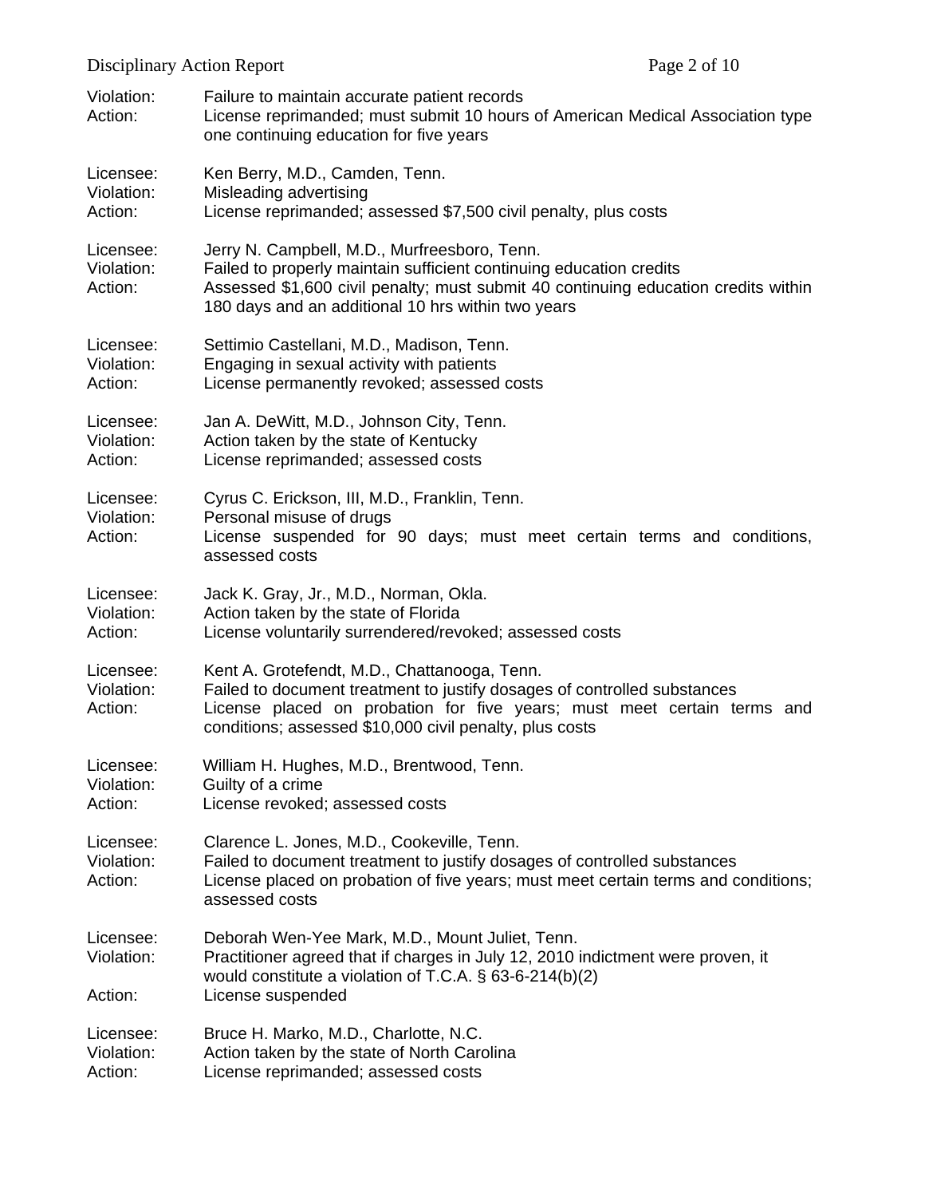Violation: Failure to maintain accurate patient records
Action: License reprimanded; must submit 10 hours of American Medical Association type one continuing education for five years

Licensee: Ken Berry, M.D., Camden, Tenn.
Violation: Misleading advertising
Action: License reprimanded; assessed $7,500 civil penalty, plus costs

Licensee: Jerry N. Campbell, M.D., Murfreesboro, Tenn.
Violation: Failed to properly maintain sufficient continuing education credits
Action: Assessed $1,600 civil penalty; must submit 40 continuing education credits within 180 days and an additional 10 hrs within two years

Licensee: Settimio Castellani, M.D., Madison, Tenn.
Violation: Engaging in sexual activity with patients
Action: License permanently revoked; assessed costs

Licensee: Jan A. DeWitt, M.D., Johnson City, Tenn.
Violation: Action taken by the state of Kentucky
Action: License reprimanded; assessed costs

Licensee: Cyrus C. Erickson, III, M.D., Franklin, Tenn.
Violation: Personal misuse of drugs
Action: License suspended for 90 days; must meet certain terms and conditions, assessed costs

Licensee: Jack K. Gray, Jr., M.D., Norman, Okla.
Violation: Action taken by the state of Florida
Action: License voluntarily surrendered/revoked; assessed costs

Licensee: Kent A. Grotefendt, M.D., Chattanooga, Tenn.
Violation: Failed to document treatment to justify dosages of controlled substances
Action: License placed on probation for five years; must meet certain terms and conditions; assessed $10,000 civil penalty, plus costs

Licensee: William H. Hughes, M.D., Brentwood, Tenn.
Violation: Guilty of a crime
Action: License revoked; assessed costs

Licensee: Clarence L. Jones, M.D., Cookeville, Tenn.
Violation: Failed to document treatment to justify dosages of controlled substances
Action: License placed on probation of five years; must meet certain terms and conditions; assessed costs

Licensee: Deborah Wen-Yee Mark, M.D., Mount Juliet, Tenn.
Violation: Practitioner agreed that if charges in July 12, 2010 indictment were proven, it would constitute a violation of T.C.A. § 63-6-214(b)(2)
Action: License suspended

Licensee: Bruce H. Marko, M.D., Charlotte, N.C.
Violation: Action taken by the state of North Carolina
Action: License reprimanded; assessed costs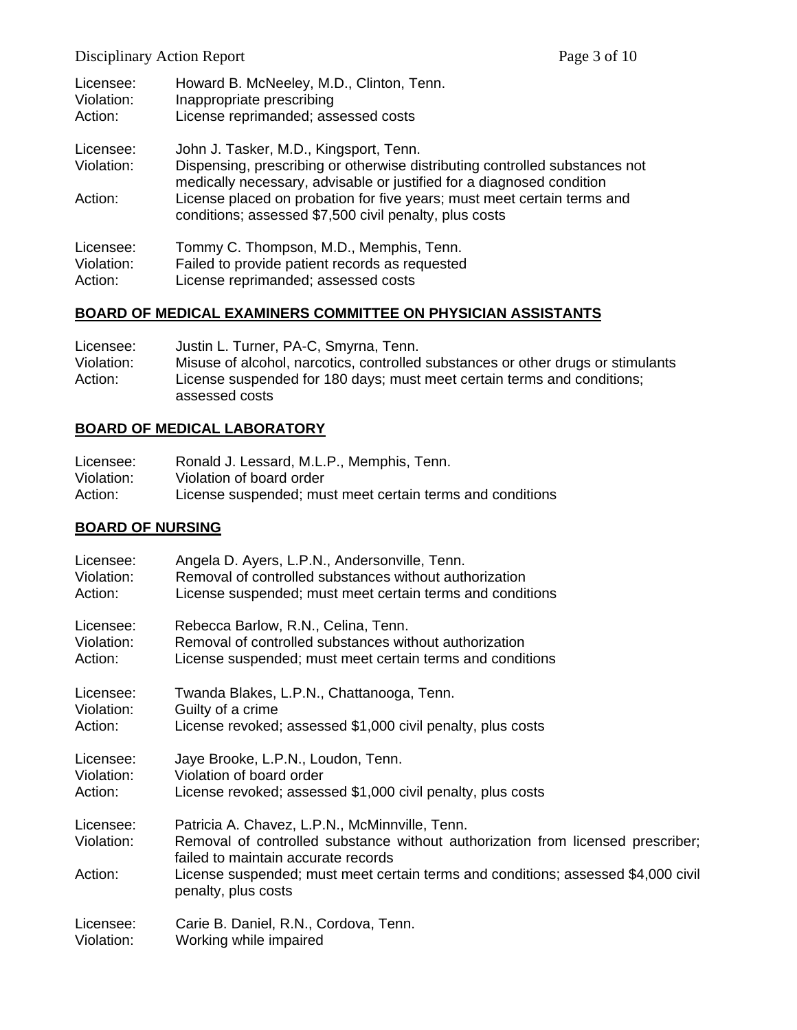Licensee: Howard B. McNeeley, M.D., Clinton, Tenn.
Violation: Inappropriate prescribing
Action: License reprimanded; assessed costs

Licensee: John J. Tasker, M.D., Kingsport, Tenn.
Violation: Dispensing, prescribing or otherwise distributing controlled substances not medically necessary, advisable or justified for a diagnosed condition
Action: License placed on probation for five years; must meet certain terms and conditions; assessed $7,500 civil penalty, plus costs

Licensee: Tommy C. Thompson, M.D., Memphis, Tenn.
Violation: Failed to provide patient records as requested
Action: License reprimanded; assessed costs

## BOARD OF MEDICAL EXAMINERS COMMITTEE ON PHYSICIAN ASSISTANTS

Licensee: Justin L. Turner, PA-C, Smyrna, Tenn.
Violation: Misuse of alcohol, narcotics, controlled substances or other drugs or stimulants
Action: License suspended for 180 days; must meet certain terms and conditions; assessed costs

## BOARD OF MEDICAL LABORATORY

Licensee: Ronald J. Lessard, M.L.P., Memphis, Tenn.
Violation: Violation of board order
Action: License suspended; must meet certain terms and conditions

## BOARD OF NURSING

Licensee: Angela D. Ayers, L.P.N., Andersonville, Tenn.
Violation: Removal of controlled substances without authorization
Action: License suspended; must meet certain terms and conditions

Licensee: Rebecca Barlow, R.N., Celina, Tenn.
Violation: Removal of controlled substances without authorization
Action: License suspended; must meet certain terms and conditions

Licensee: Twanda Blakes, L.P.N., Chattanooga, Tenn.
Violation: Guilty of a crime
Action: License revoked; assessed $1,000 civil penalty, plus costs

Licensee: Jaye Brooke, L.P.N., Loudon, Tenn.
Violation: Violation of board order
Action: License revoked; assessed $1,000 civil penalty, plus costs

Licensee: Patricia A. Chavez, L.P.N., McMinnville, Tenn.
Violation: Removal of controlled substance without authorization from licensed prescriber; failed to maintain accurate records
Action: License suspended; must meet certain terms and conditions; assessed $4,000 civil penalty, plus costs

Licensee: Carie B. Daniel, R.N., Cordova, Tenn.
Violation: Working while impaired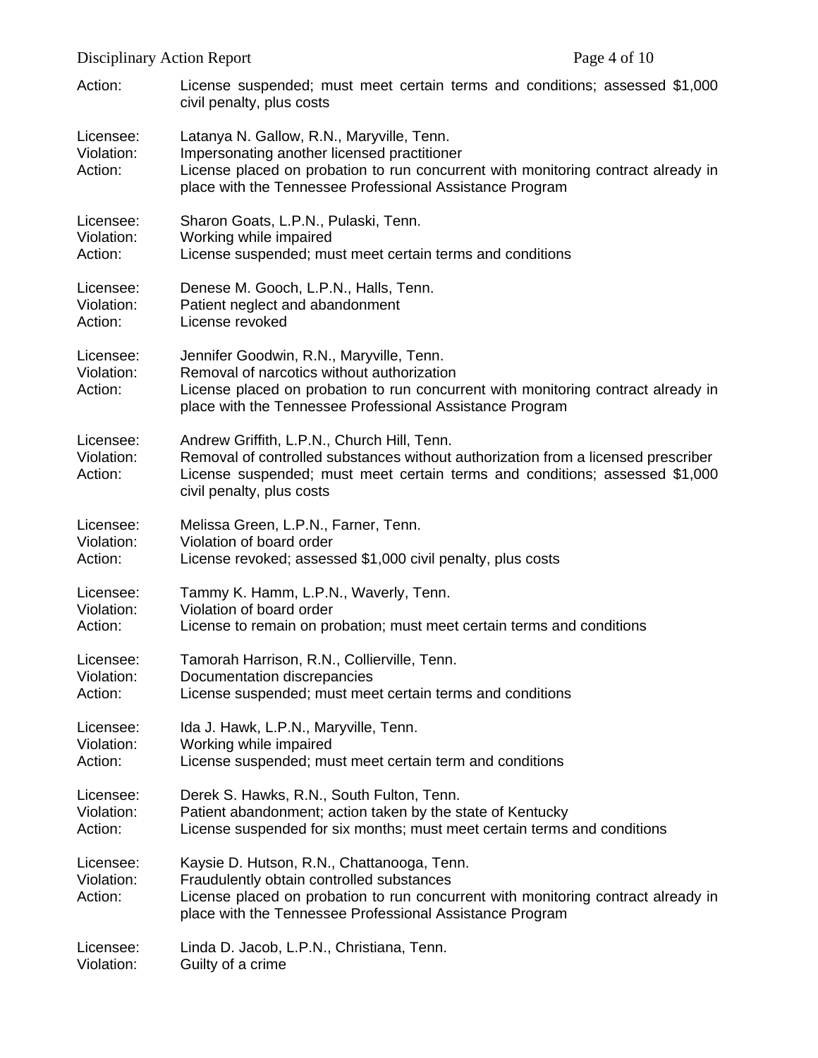Action: License suspended; must meet certain terms and conditions; assessed $1,000 civil penalty, plus costs

Licensee: Latanya N. Gallow, R.N., Maryville, Tenn.
Violation: Impersonating another licensed practitioner
Action: License placed on probation to run concurrent with monitoring contract already in place with the Tennessee Professional Assistance Program

Licensee: Sharon Goats, L.P.N., Pulaski, Tenn.
Violation: Working while impaired
Action: License suspended; must meet certain terms and conditions

Licensee: Denese M. Gooch, L.P.N., Halls, Tenn.
Violation: Patient neglect and abandonment
Action: License revoked

Licensee: Jennifer Goodwin, R.N., Maryville, Tenn.
Violation: Removal of narcotics without authorization
Action: License placed on probation to run concurrent with monitoring contract already in place with the Tennessee Professional Assistance Program

Licensee: Andrew Griffith, L.P.N., Church Hill, Tenn.
Violation: Removal of controlled substances without authorization from a licensed prescriber
Action: License suspended; must meet certain terms and conditions; assessed $1,000 civil penalty, plus costs

Licensee: Melissa Green, L.P.N., Farner, Tenn.
Violation: Violation of board order
Action: License revoked; assessed $1,000 civil penalty, plus costs

Licensee: Tammy K. Hamm, L.P.N., Waverly, Tenn.
Violation: Violation of board order
Action: License to remain on probation; must meet certain terms and conditions

Licensee: Tamorah Harrison, R.N., Collierville, Tenn.
Violation: Documentation discrepancies
Action: License suspended; must meet certain terms and conditions

Licensee: Ida J. Hawk, L.P.N., Maryville, Tenn.
Violation: Working while impaired
Action: License suspended; must meet certain term and conditions

Licensee: Derek S. Hawks, R.N., South Fulton, Tenn.
Violation: Patient abandonment; action taken by the state of Kentucky
Action: License suspended for six months; must meet certain terms and conditions

Licensee: Kaysie D. Hutson, R.N., Chattanooga, Tenn.
Violation: Fraudulently obtain controlled substances
Action: License placed on probation to run concurrent with monitoring contract already in place with the Tennessee Professional Assistance Program

Licensee: Linda D. Jacob, L.P.N., Christiana, Tenn.
Violation: Guilty of a crime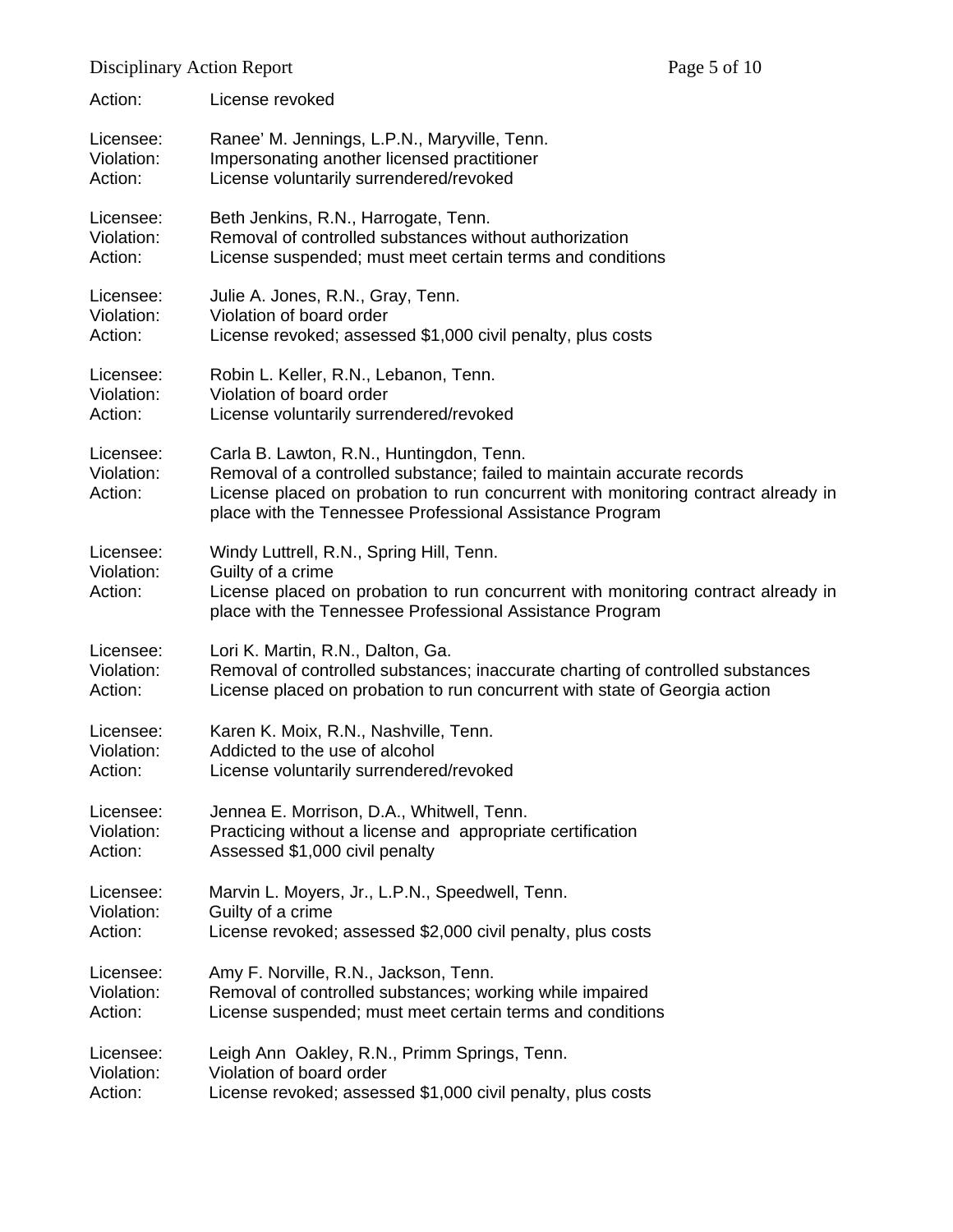Action: License revoked

Licensee: Ranee' M. Jennings, L.P.N., Maryville, Tenn.
Violation: Impersonating another licensed practitioner
Action: License voluntarily surrendered/revoked

Licensee: Beth Jenkins, R.N., Harrogate, Tenn.
Violation: Removal of controlled substances without authorization
Action: License suspended; must meet certain terms and conditions

Licensee: Julie A. Jones, R.N., Gray, Tenn.
Violation: Violation of board order
Action: License revoked; assessed $1,000 civil penalty, plus costs

Licensee: Robin L. Keller, R.N., Lebanon, Tenn.
Violation: Violation of board order
Action: License voluntarily surrendered/revoked

Licensee: Carla B. Lawton, R.N., Huntingdon, Tenn.
Violation: Removal of a controlled substance; failed to maintain accurate records
Action: License placed on probation to run concurrent with monitoring contract already in place with the Tennessee Professional Assistance Program

Licensee: Windy Luttrell, R.N., Spring Hill, Tenn.
Violation: Guilty of a crime
Action: License placed on probation to run concurrent with monitoring contract already in place with the Tennessee Professional Assistance Program

Licensee: Lori K. Martin, R.N., Dalton, Ga.
Violation: Removal of controlled substances; inaccurate charting of controlled substances
Action: License placed on probation to run concurrent with state of Georgia action

Licensee: Karen K. Moix, R.N., Nashville, Tenn.
Violation: Addicted to the use of alcohol
Action: License voluntarily surrendered/revoked

Licensee: Jennea E. Morrison, D.A., Whitwell, Tenn.
Violation: Practicing without a license and appropriate certification
Action: Assessed $1,000 civil penalty

Licensee: Marvin L. Moyers, Jr., L.P.N., Speedwell, Tenn.
Violation: Guilty of a crime
Action: License revoked; assessed $2,000 civil penalty, plus costs

Licensee: Amy F. Norville, R.N., Jackson, Tenn.
Violation: Removal of controlled substances; working while impaired
Action: License suspended; must meet certain terms and conditions

Licensee: Leigh Ann Oakley, R.N., Primm Springs, Tenn.
Violation: Violation of board order
Action: License revoked; assessed $1,000 civil penalty, plus costs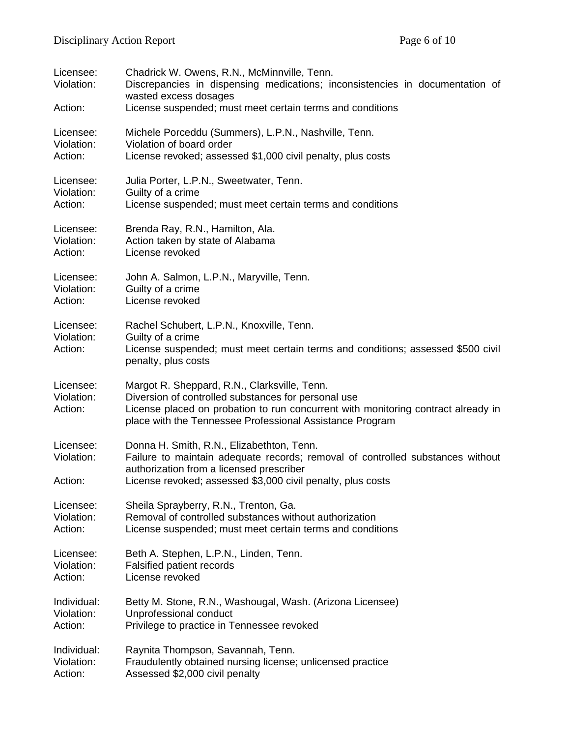Licensee: Chadrick W. Owens, R.N., McMinnville, Tenn.
Violation: Discrepancies in dispensing medications; inconsistencies in documentation of wasted excess dosages
Action: License suspended; must meet certain terms and conditions

Licensee: Michele Porceddu (Summers), L.P.N., Nashville, Tenn.
Violation: Violation of board order
Action: License revoked; assessed $1,000 civil penalty, plus costs

Licensee: Julia Porter, L.P.N., Sweetwater, Tenn.
Violation: Guilty of a crime
Action: License suspended; must meet certain terms and conditions

Licensee: Brenda Ray, R.N., Hamilton, Ala.
Violation: Action taken by state of Alabama
Action: License revoked

Licensee: John A. Salmon, L.P.N., Maryville, Tenn.
Violation: Guilty of a crime
Action: License revoked

Licensee: Rachel Schubert, L.P.N., Knoxville, Tenn.
Violation: Guilty of a crime
Action: License suspended; must meet certain terms and conditions; assessed $500 civil penalty, plus costs

Licensee: Margot R. Sheppard, R.N., Clarksville, Tenn.
Violation: Diversion of controlled substances for personal use
Action: License placed on probation to run concurrent with monitoring contract already in place with the Tennessee Professional Assistance Program

Licensee: Donna H. Smith, R.N., Elizabethton, Tenn.
Violation: Failure to maintain adequate records; removal of controlled substances without authorization from a licensed prescriber
Action: License revoked; assessed $3,000 civil penalty, plus costs

Licensee: Sheila Sprayberry, R.N., Trenton, Ga.
Violation: Removal of controlled substances without authorization
Action: License suspended; must meet certain terms and conditions

Licensee: Beth A. Stephen, L.P.N., Linden, Tenn.
Violation: Falsified patient records
Action: License revoked

Individual: Betty M. Stone, R.N., Washougal, Wash. (Arizona Licensee)
Violation: Unprofessional conduct
Action: Privilege to practice in Tennessee revoked

Individual: Raynita Thompson, Savannah, Tenn.
Violation: Fraudulently obtained nursing license; unlicensed practice
Action: Assessed $2,000 civil penalty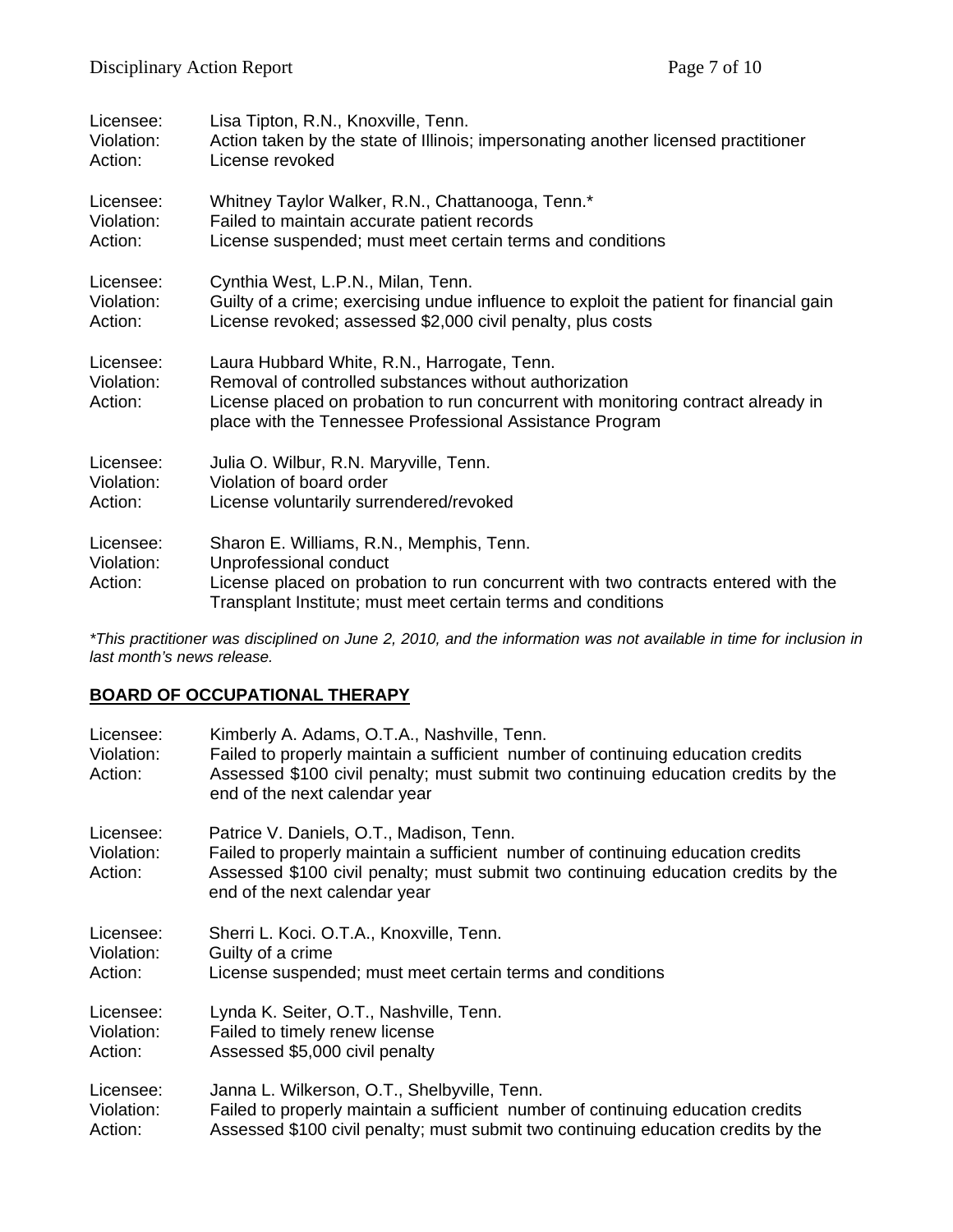Licensee: Lisa Tipton, R.N., Knoxville, Tenn.
Violation: Action taken by the state of Illinois; impersonating another licensed practitioner
Action: License revoked

Licensee: Whitney Taylor Walker, R.N., Chattanooga, Tenn.*
Violation: Failed to maintain accurate patient records
Action: License suspended; must meet certain terms and conditions

Licensee: Cynthia West, L.P.N., Milan, Tenn.
Violation: Guilty of a crime; exercising undue influence to exploit the patient for financial gain
Action: License revoked; assessed $2,000 civil penalty, plus costs

Licensee: Laura Hubbard White, R.N., Harrogate, Tenn.
Violation: Removal of controlled substances without authorization
Action: License placed on probation to run concurrent with monitoring contract already in place with the Tennessee Professional Assistance Program

Licensee: Julia O. Wilbur, R.N. Maryville, Tenn.
Violation: Violation of board order
Action: License voluntarily surrendered/revoked

Licensee: Sharon E. Williams, R.N., Memphis, Tenn.
Violation: Unprofessional conduct
Action: License placed on probation to run concurrent with two contracts entered with the Transplant Institute; must meet certain terms and conditions

*\*This practitioner was disciplined on June 2, 2010, and the information was not available in time for inclusion in last month's news release.*

## BOARD OF OCCUPATIONAL THERAPY

Licensee: Kimberly A. Adams, O.T.A., Nashville, Tenn.
Violation: Failed to properly maintain a sufficient number of continuing education credits
Action: Assessed $100 civil penalty; must submit two continuing education credits by the end of the next calendar year

Licensee: Patrice V. Daniels, O.T., Madison, Tenn.
Violation: Failed to properly maintain a sufficient number of continuing education credits
Action: Assessed $100 civil penalty; must submit two continuing education credits by the end of the next calendar year

Licensee: Sherri L. Koci. O.T.A., Knoxville, Tenn.
Violation: Guilty of a crime
Action: License suspended; must meet certain terms and conditions

Licensee: Lynda K. Seiter, O.T., Nashville, Tenn.
Violation: Failed to timely renew license
Action: Assessed $5,000 civil penalty

Licensee: Janna L. Wilkerson, O.T., Shelbyville, Tenn.
Violation: Failed to properly maintain a sufficient number of continuing education credits
Action: Assessed $100 civil penalty; must submit two continuing education credits by the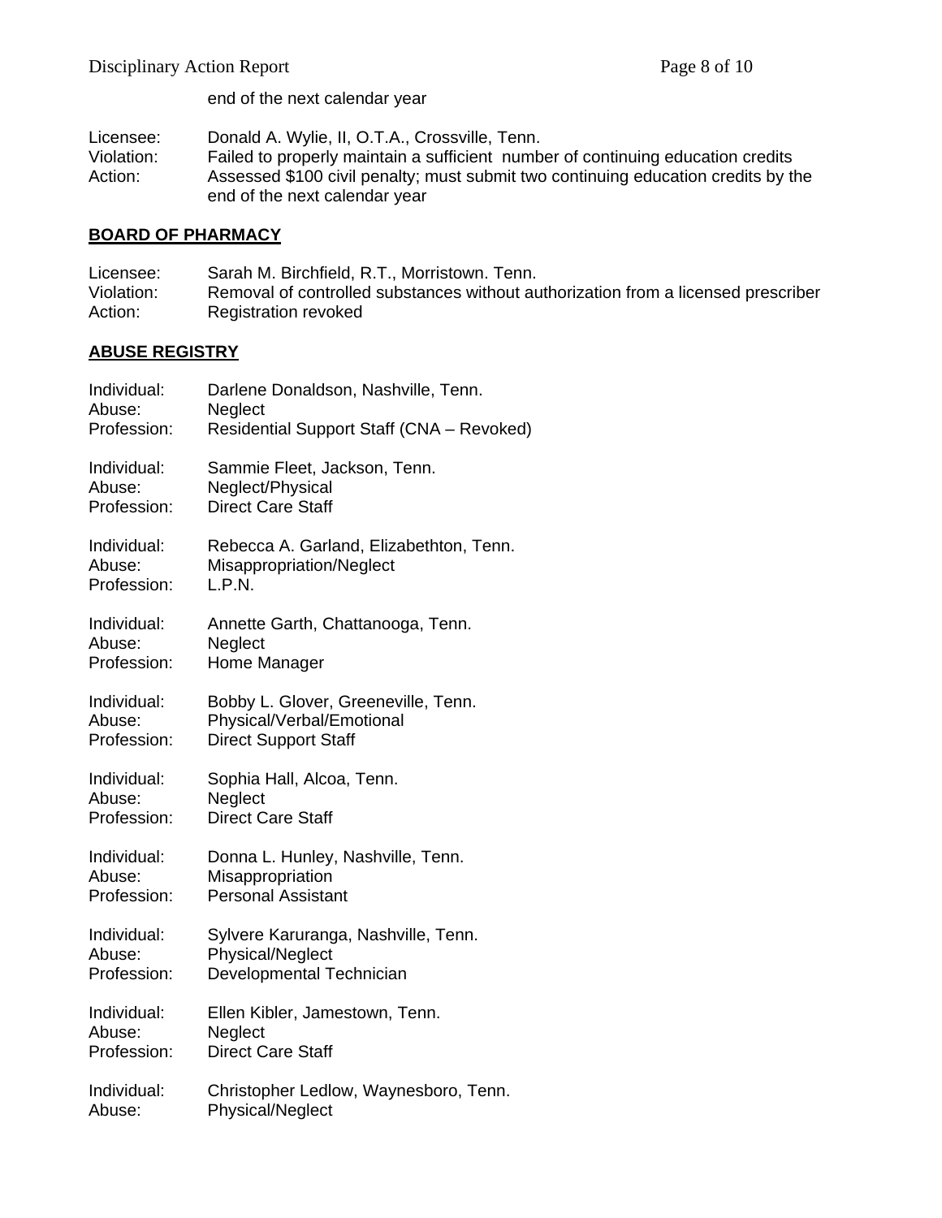end of the next calendar year

Licensee: Donald A. Wylie, II, O.T.A., Crossville, Tenn.
Violation: Failed to properly maintain a sufficient number of continuing education credits
Action: Assessed $100 civil penalty; must submit two continuing education credits by the end of the next calendar year

## BOARD OF PHARMACY

Licensee: Sarah M. Birchfield, R.T., Morristown. Tenn.
Violation: Removal of controlled substances without authorization from a licensed prescriber
Action: Registration revoked

## ABUSE REGISTRY

Individual: Darlene Donaldson, Nashville, Tenn.
Abuse: Neglect
Profession: Residential Support Staff (CNA – Revoked)

Individual: Sammie Fleet, Jackson, Tenn.
Abuse: Neglect/Physical
Profession: Direct Care Staff

Individual: Rebecca A. Garland, Elizabethton, Tenn.
Abuse: Misappropriation/Neglect
Profession: L.P.N.

Individual: Annette Garth, Chattanooga, Tenn.
Abuse: Neglect
Profession: Home Manager

Individual: Bobby L. Glover, Greeneville, Tenn.
Abuse: Physical/Verbal/Emotional
Profession: Direct Support Staff

Individual: Sophia Hall, Alcoa, Tenn.
Abuse: Neglect
Profession: Direct Care Staff

Individual: Donna L. Hunley, Nashville, Tenn.
Abuse: Misappropriation
Profession: Personal Assistant

Individual: Sylvere Karuranga, Nashville, Tenn.
Abuse: Physical/Neglect
Profession: Developmental Technician

Individual: Ellen Kibler, Jamestown, Tenn.
Abuse: Neglect
Profession: Direct Care Staff

Individual: Christopher Ledlow, Waynesboro, Tenn.
Abuse: Physical/Neglect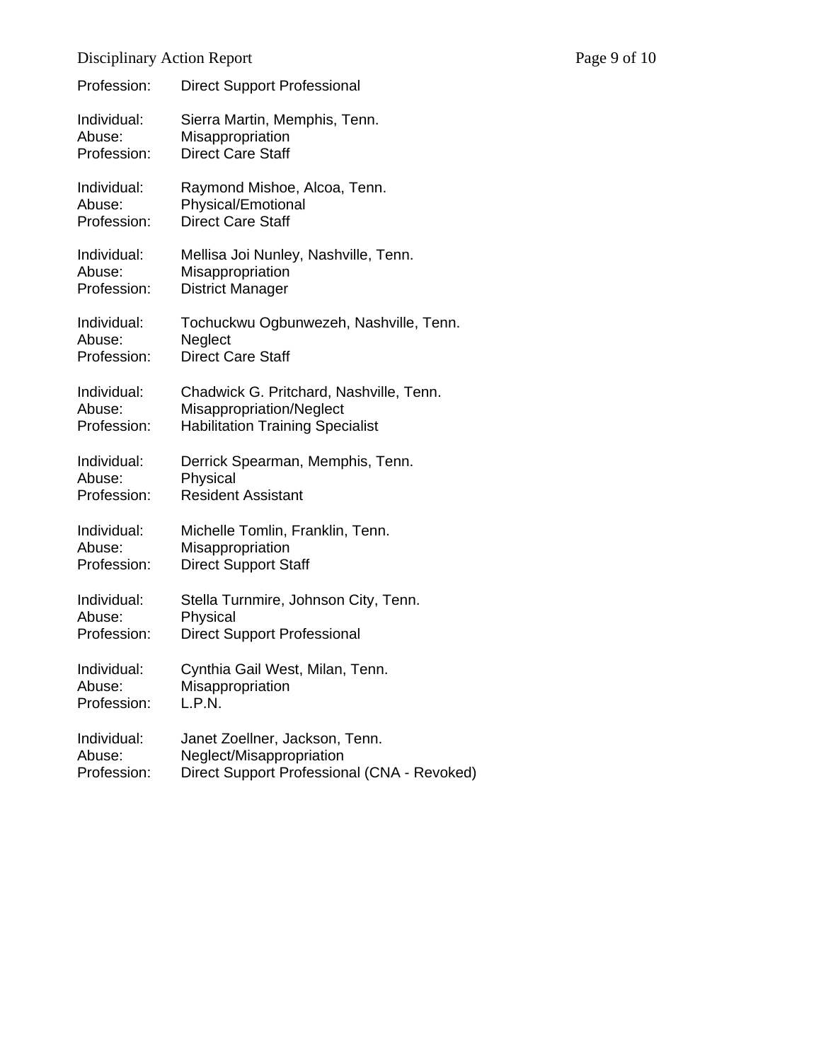Profession: Direct Support Professional

Individual: Sierra Martin, Memphis, Tenn.
Abuse: Misappropriation
Profession: Direct Care Staff

Individual: Raymond Mishoe, Alcoa, Tenn.
Abuse: Physical/Emotional
Profession: Direct Care Staff

Individual: Mellisa Joi Nunley, Nashville, Tenn.
Abuse: Misappropriation
Profession: District Manager

Individual: Tochuckwu Ogbunwezeh, Nashville, Tenn.
Abuse: Neglect
Profession: Direct Care Staff

Individual: Chadwick G. Pritchard, Nashville, Tenn.
Abuse: Misappropriation/Neglect
Profession: Habilitation Training Specialist

Individual: Derrick Spearman, Memphis, Tenn.
Abuse: Physical
Profession: Resident Assistant

Individual: Michelle Tomlin, Franklin, Tenn.
Abuse: Misappropriation
Profession: Direct Support Staff

Individual: Stella Turnmire, Johnson City, Tenn.
Abuse: Physical
Profession: Direct Support Professional

Individual: Cynthia Gail West, Milan, Tenn.
Abuse: Misappropriation
Profession: L.P.N.

Individual: Janet Zoellner, Jackson, Tenn.
Abuse: Neglect/Misappropriation
Profession: Direct Support Professional (CNA - Revoked)